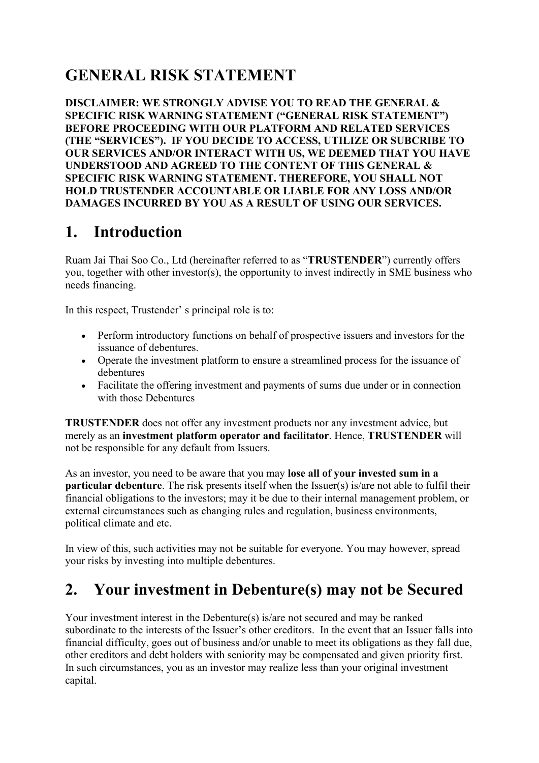# GENERAL RISK STATEMENT

**DISCLAIMER: WE STRONGLY ADVISE YOU TO READ THE GENERAL & SPECIFIC RISK WARNING STATEMENT ("GENERAL RISK STATEMENT") BEFORE PROCEEDING WITH OUR PLATFORM AND RELATED SERVICES (THE "SERVICES"). IF YOU DECIDE TO ACCESS, UTILIZE OR SUBCRIBE TO OUR SERVICES AND/OR INTERACT WITH US, WE DEEMED THAT YOU HAVE UNDERSTOOD AND AGREED TO THE CONTENT OF THIS GENERAL & SPECIFIC RISK WARNING STATEMENT. THEREFORE, YOU SHALL NOT HOLD TRUSTENDER ACCOUNTABLE OR LIABLE FOR ANY LOSS AND/OR DAMAGES INCURRED BY YOU AS A RESULT OF USING OUR SERVICES.**

## 1. Introduction

Ruam Jai Thai Soo Co., Ltd (hereinafter referred to as "**TRUSTENDER**") currently offers you, together with other investor(s), the opportunity to invest indirectly in SME business who needs financing.

In this respect, Trustender' s principal role is to:

- Perform introductory functions on behalf of prospective issuers and investors for the issuance of debentures.
- Operate the investment platform to ensure a streamlined process for the issuance of debentures
- Facilitate the offering investment and payments of sums due under or in connection with those Debentures

**TRUSTENDER** does not offer any investment products nor any investment advice, but merely as an **investment platform operator and facilitator**. Hence, **TRUSTENDER** will not be responsible for any default from Issuers.

As an investor, you need to be aware that you may **lose all of your invested sum in a particular debenture**. The risk presents itself when the Issuer(s) is/are not able to fulfil their financial obligations to the investors; may it be due to their internal management problem, or external circumstances such as changing rules and regulation, business environments, political climate and etc.

In view of this, such activities may not be suitable for everyone. You may however, spread your risks by investing into multiple debentures.

## 2. Your investment in Debenture(s) may not be Secured

Your investment interest in the Debenture(s) is/are not secured and may be ranked subordinate to the interests of the Issuer's other creditors. In the event that an Issuer falls into financial difficulty, goes out of business and/or unable to meet its obligations as they fall due, other creditors and debt holders with seniority may be compensated and given priority first. In such circumstances, you as an investor may realize less than your original investment capital.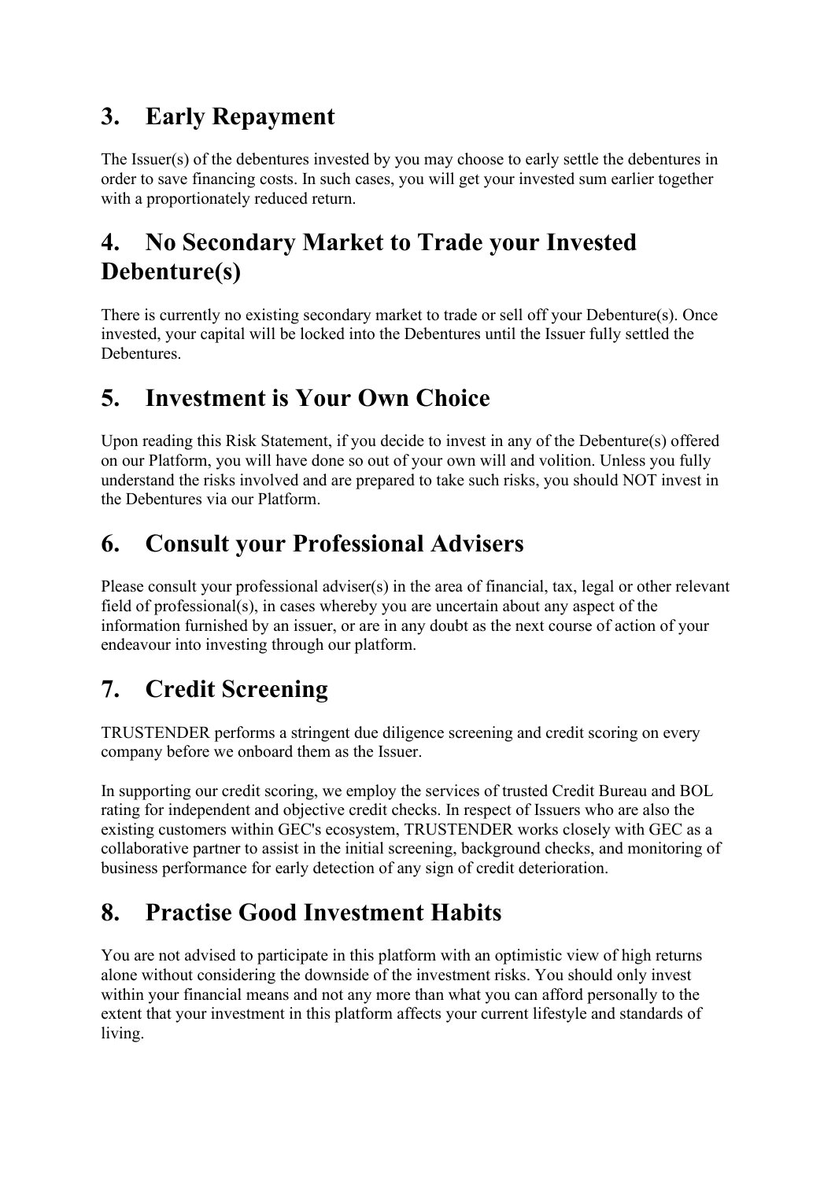## 3. Early Repayment

The Issuer(s) of the debentures invested by you may choose to early settle the debentures in order to save financing costs. In such cases, you will get your invested sum earlier together with a proportionately reduced return.

## 4. No Secondary Market to Trade your Invested Debenture(s)

There is currently no existing secondary market to trade or sell off your Debenture(s). Once invested, your capital will be locked into the Debentures until the Issuer fully settled the Debentures.

## 5. Investment is Your Own Choice

Upon reading this Risk Statement, if you decide to invest in any of the Debenture(s) offered on our Platform, you will have done so out of your own will and volition. Unless you fully understand the risks involved and are prepared to take such risks, you should NOT invest in the Debentures via our Platform.

## 6. Consult your Professional Advisers

Please consult your professional adviser(s) in the area of financial, tax, legal or other relevant field of professional(s), in cases whereby you are uncertain about any aspect of the information furnished by an issuer, or are in any doubt as the next course of action of your endeavour into investing through our platform.

## 7. Credit Screening

TRUSTENDER performs a stringent due diligence screening and credit scoring on every company before we onboard them as the Issuer.

In supporting our credit scoring, we employ the services of trusted Credit Bureau and BOL rating for independent and objective credit checks. In respect of Issuers who are also the existing customers within GEC's ecosystem, TRUSTENDER works closely with GEC as a collaborative partner to assist in the initial screening, background checks, and monitoring of business performance for early detection of any sign of credit deterioration.

## 8. Practise Good Investment Habits

You are not advised to participate in this platform with an optimistic view of high returns alone without considering the downside of the investment risks. You should only invest within your financial means and not any more than what you can afford personally to the extent that your investment in this platform affects your current lifestyle and standards of living.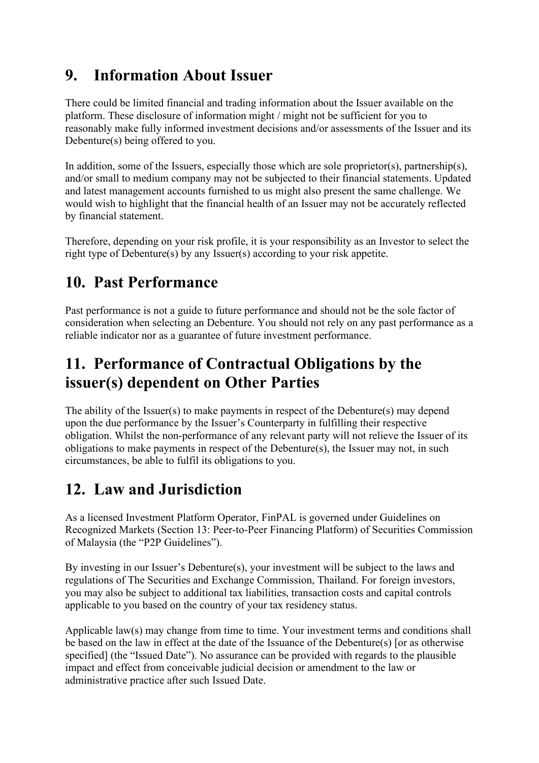## 9. Information About Issuer

There could be limited financial and trading information about the Issuer available on the platform. These disclosure of information might / might not be sufficient for you to reasonably make fully informed investment decisions and/or assessments of the Issuer and its Debenture(s) being offered to you.

In addition, some of the Issuers, especially those which are sole proprietor(s), partnership(s), and/or small to medium company may not be subjected to their financial statements. Updated and latest management accounts furnished to us might also present the same challenge. We would wish to highlight that the financial health of an Issuer may not be accurately reflected by financial statement.

Therefore, depending on your risk profile, it is your responsibility as an Investor to select the right type of Debenture(s) by any Issuer(s) according to your risk appetite.

## 10. Past Performance

Past performance is not a guide to future performance and should not be the sole factor of consideration when selecting an Debenture. You should not rely on any past performance as a reliable indicator nor as a guarantee of future investment performance.

## 11. Performance of Contractual Obligations by the issuer(s) dependent on Other Parties

The ability of the Issuer(s) to make payments in respect of the Debenture(s) may depend upon the due performance by the Issuer's Counterparty in fulfilling their respective obligation. Whilst the non-performance of any relevant party will not relieve the Issuer of its obligations to make payments in respect of the Debenture(s), the Issuer may not, in such circumstances, be able to fulfil its obligations to you.

## 12. Law and Jurisdiction

As a licensed Investment Platform Operator, FinPAL is governed under Guidelines on Recognized Markets (Section 13: Peer-to-Peer Financing Platform) of Securities Commission of Malaysia (the "P2P Guidelines").

By investing in our Issuer's Debenture(s), your investment will be subject to the laws and regulations of The Securities and Exchange Commission, Thailand. For foreign investors, you may also be subject to additional tax liabilities, transaction costs and capital controls applicable to you based on the country of your tax residency status.

Applicable law(s) may change from time to time. Your investment terms and conditions shall be based on the law in effect at the date of the Issuance of the Debenture(s) [or as otherwise specified] (the "Issued Date"). No assurance can be provided with regards to the plausible impact and effect from conceivable judicial decision or amendment to the law or administrative practice after such Issued Date.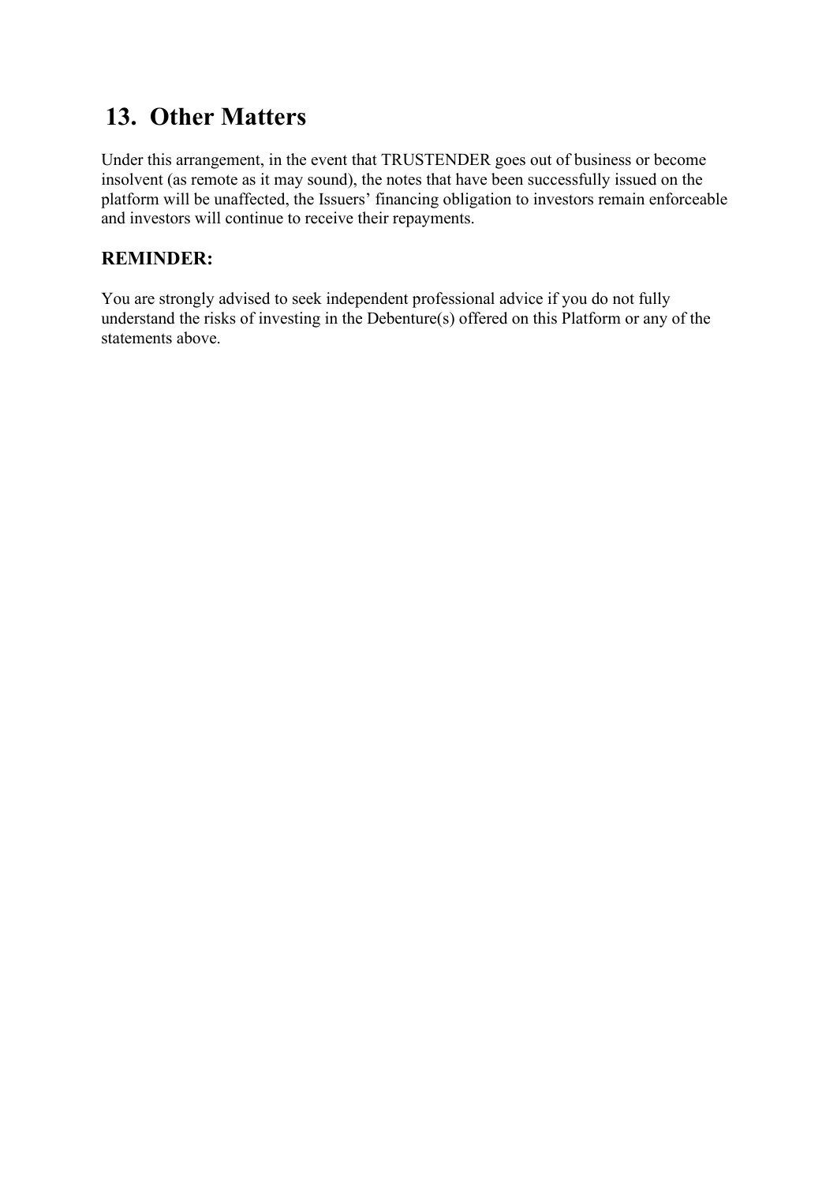## 13. Other Matters

Under this arrangement, in the event that TRUSTENDER goes out of business or become insolvent (as remote as it may sound), the notes that have been successfully issued on the platform will be unaffected, the Issuers' financing obligation to investors remain enforceable and investors will continue to receive their repayments.

### REMINDER:

You are strongly advised to seek independent professional advice if you do not fully understand the risks of investing in the Debenture(s) offered on this Platform or any of the statements above.